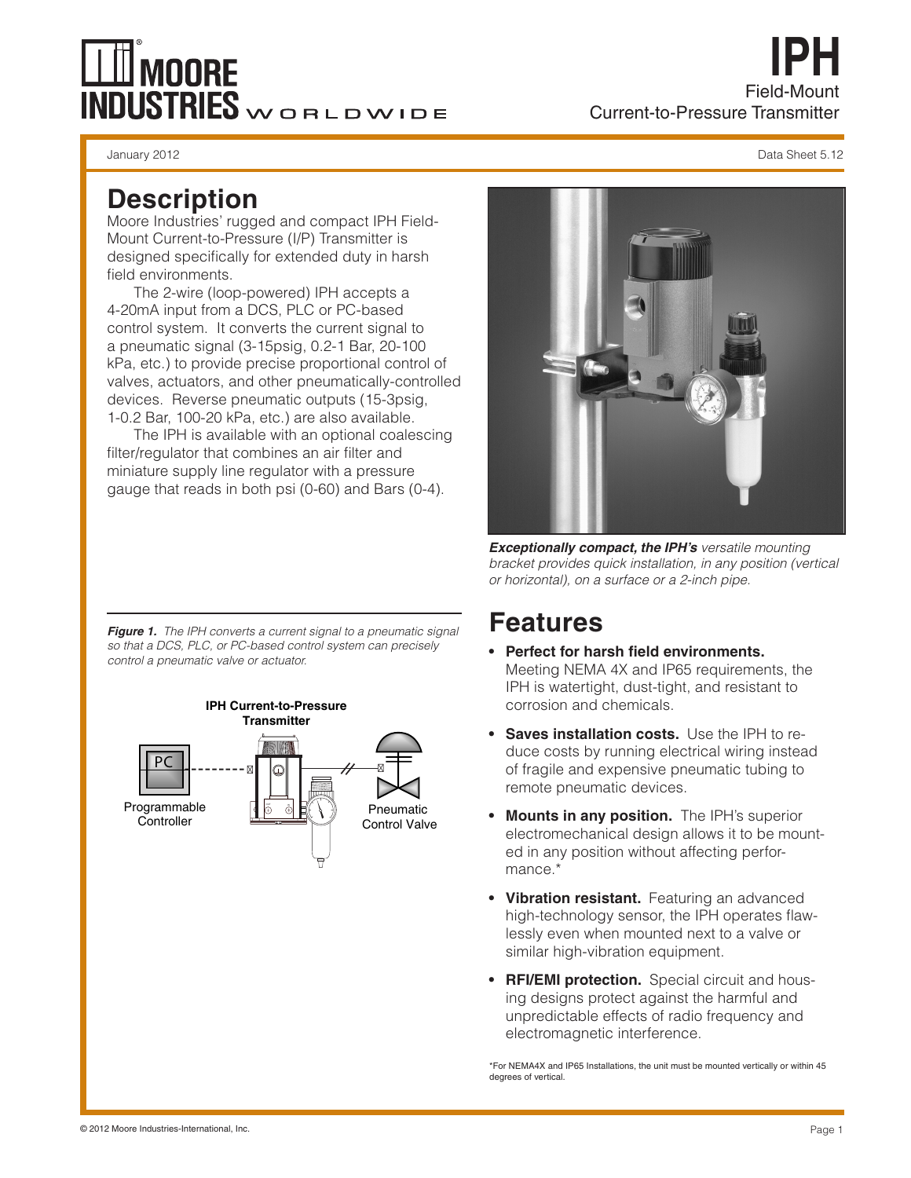# IPH

Field-Mount Current-to-Pressure Transmitter

January 2012

Data Sheet 5.12

## Description

Moore Industries' rugged and compact IPH Field-Mount Current-to-Pressure (I/P) Transmitter is designed specifically for extended duty in harsh field environments.

The 2-wire (loop-powered) IPH accepts a 4-20mA input from a DCS, PLC or PC-based control system. It converts the current signal to a pneumatic signal (3-15psig, 0.2-1 Bar, 20-100 kPa, etc.) to provide precise proportional control of valves, actuators, and other pneumatically-controlled devices. Reverse pneumatic outputs (15-3psig, 1-0.2 Bar, 100-20 kPa, etc.) are also available.

The IPH is available with an optional coalescing filter/regulator that combines an air filter and miniature supply line regulator with a pressure gauge that reads in both psi (0-60) and Bars (0-4).

***Exceptionally compact, the IPH's*** *versatile mounting bracket provides quick installation, in any position (vertical or horizontal), on a surface or a 2-inch pipe.*

***Figure 1.*** *The IPH converts a current signal to a pneumatic signal so that a DCS, PLC, or PC-based control system can precisely control a pneumatic valve or actuator.*

**IPH Current-to-Pressure Transmitter**

PC

Programmable Controller

Pneumatic Control Valve

## Features

- **Perfect for harsh field environments.** Meeting NEMA 4X and IP65 requirements, the IPH is watertight, dust-tight, and resistant to corrosion and chemicals.
- **Saves installation costs.** Use the IPH to reduce costs by running electrical wiring instead of fragile and expensive pneumatic tubing to remote pneumatic devices.
- **Mounts in any position.** The IPH's superior electromechanical design allows it to be mounted in any position without affecting performance.*
- **Vibration resistant.** Featuring an advanced high-technology sensor, the IPH operates flawlessly even when mounted next to a valve or similar high-vibration equipment.
- **RFI/EMI protection.** Special circuit and housing designs protect against the harmful and unpredictable effects of radio frequency and electromagnetic interference.

*For NEMA4X and IP65 Installations, the unit must be mounted vertically or within 45 degrees of vertical.

© 2012 Moore Industries-International, Inc.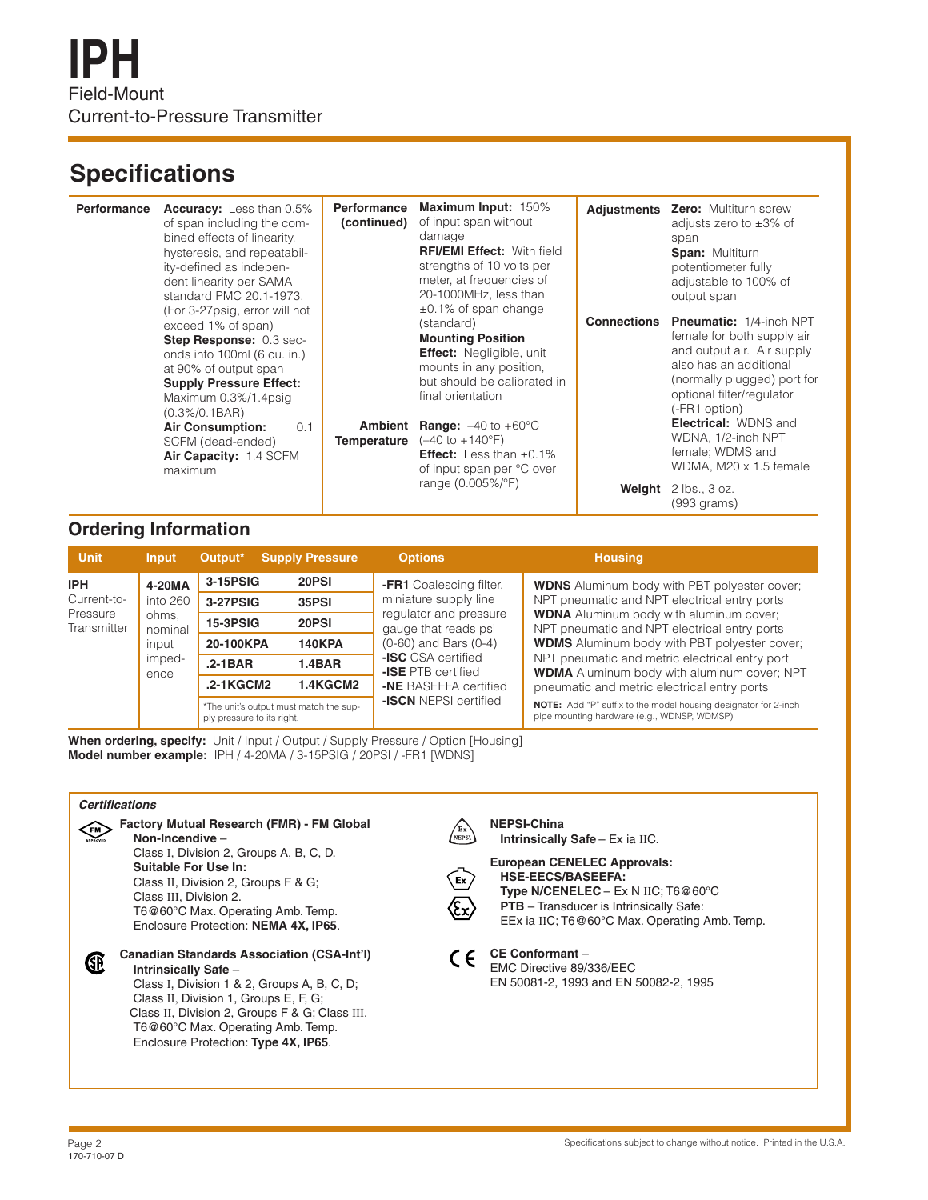# IPH

Field-Mount
Current-to-Pressure Transmitter

## Specifications

| | | | | | |
|---|---|---|---|---|---|
| **Performance** | **Accuracy:** Less than 0.5% of span including the combined effects of linearity, hysteresis, and repeatability-defined as independent linearity per SAMA standard PMC 20.1-1973. (For 3-27psig, error will not exceed 1% of span)<br>**Step Response:** 0.3 seconds into 100ml (6 cu. in.) at 90% of output span<br>**Supply Pressure Effect:** Maximum 0.3%/1.4psig (0.3%/0.1BAR)<br>**Air Consumption:** 0.1 SCFM (dead-ended)<br>**Air Capacity:** 1.4 SCFM maximum | **Performance (continued)** | **Maximum Input:** 150% of input span without damage<br>**RFI/EMI Effect:** With field strengths of 10 volts per meter, at frequencies of 20-1000MHz, less than ±0.1% of span change (standard)<br>**Mounting Position Effect:** Negligible, unit mounts in any position, but should be calibrated in final orientation | **Adjustments** | **Zero:** Multiturn screw adjusts zero to ±3% of span<br>**Span:** Multiturn potentiometer fully adjustable to 100% of output span |
| | | **Ambient Temperature** | **Range:** –40 to +60°C (–40 to +140°F)<br>**Effect:** Less than ±0.1% of input span per °C over range (0.005%/°F) | **Connections** | **Pneumatic:** 1/4-inch NPT female for both supply air and output air. Air supply also has an additional (normally plugged) port for optional filter/regulator (-FR1 option)<br>**Electrical:** WDNS and WDNA, 1/2-inch NPT female; WDMS and WDMA, M20 x 1.5 female |
| | | | | **Weight** | 2 lbs., 3 oz. (993 grams) |

## Ordering Information

| Unit | Input | Output* | Supply Pressure | Options | Housing |
|---|---|---|---|---|---|
| **IPH** Current-to-Pressure Transmitter | **4-20MA** into 260 ohms, nominal input impedence | **3-15PSIG** | **20PSI** | **-FR1** Coalescing filter, miniature supply line regulator and pressure gauge that reads psi (0-60) and Bars (0-4)<br>**-ISC** CSA certified<br>**-ISE** PTB certified<br>**-NE** BASEEFA certified<br>**-ISCN** NEPSI certified | **WDNS** Aluminum body with PBT polyester cover; NPT pneumatic and NPT electrical entry ports<br>**WDNA** Aluminum body with aluminum cover; NPT pneumatic and NPT electrical entry ports<br>**WDMS** Aluminum body with PBT polyester cover; NPT pneumatic and metric electrical entry port<br>**WDMA** Aluminum body with aluminum cover; NPT pneumatic and metric electrical entry ports<br>**NOTE:** Add "P" suffix to the model housing designator for 2-inch pipe mounting hardware (e.g., WDNSP, WDMSP) |
| | | **3-27PSIG** | **35PSI** | | |
| | | **15-3PSIG** | **20PSI** | | |
| | | **20-100KPA** | **140KPA** | | |
| | | **.2-1BAR** | **1.4BAR** | | |
| | | **.2-1KGCM2** | **1.4KGCM2** | | |
| | | *The unit's output must match the supply pressure to its right. | | | |

**When ordering, specify:** Unit / Input / Output / Supply Pressure / Option [Housing]
**Model number example:** IPH / 4-20MA / 3-15PSIG / 20PSI / -FR1 [WDNS]

### *Certifications*

**Factory Mutual Research (FMR) - FM Global**
**Non-Incendive** –
Class I, Division 2, Groups A, B, C, D.
**Suitable For Use In:**
Class II, Division 2, Groups F & G;
Class III, Division 2.
T6@60°C Max. Operating Amb. Temp.
Enclosure Protection: **NEMA 4X, IP65**.

**Canadian Standards Association (CSA-Int'l)**
**Intrinsically Safe** –
Class I, Division 1 & 2, Groups A, B, C, D;
Class II, Division 1, Groups E, F, G;
Class II, Division 2, Groups F & G; Class III.
T6@60°C Max. Operating Amb. Temp.
Enclosure Protection: **Type 4X, IP65**.

**NEPSI-China**
**Intrinsically Safe** – Ex ia IIC.

**European CENELEC Approvals:**
**HSE-EECS/BASEEFA:**
**Type N/CENELEC** – Ex N IIC; T6@60°C
**PTB** – Transducer is Intrinsically Safe:
EEx ia IIC; T6@60°C Max. Operating Amb. Temp.

**CE Conformant** –
EMC Directive 89/336/EEC
EN 50081-2, 1993 and EN 50082-2, 1995

170-710-07 D

Specifications subject to change without notice. Printed in the U.S.A.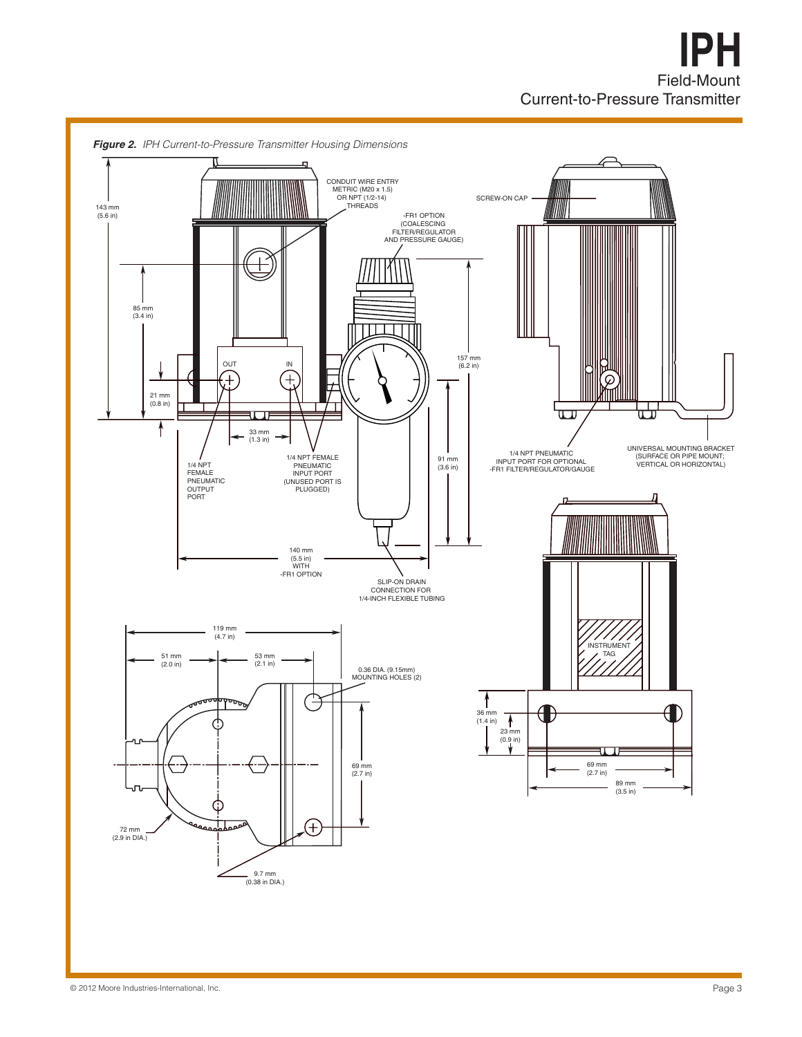***Figure 2.*** *IPH Current-to-Pressure Transmitter Housing Dimensions*

143 mm (5.6 in)

85 mm (3.4 in)

21 mm (0.8 in)

33 mm (1.3 in)

CONDUIT WIRE ENTRY METRIC (M20 x 1.5) OR NPT (1/2-14) THREADS

-FR1 OPTION (COALESCING FILTER/REGULATOR AND PRESSURE GAUGE)

OUT

IN

1/4 NPT FEMALE PNEUMATIC OUTPUT PORT

1/4 NPT FEMALE PNEUMATIC INPUT PORT (UNUSED PORT IS PLUGGED)

157 mm (6.2 in)

91 mm (3.6 in)

140 mm (5.5 in) WITH -FR1 OPTION

SLIP-ON DRAIN CONNECTION FOR 1/4-INCH FLEXIBLE TUBING

SCREW-ON CAP

1/4 NPT PNEUMATIC INPUT PORT FOR OPTIONAL -FR1 FILTER/REGULATOR/GAUGE

UNIVERSAL MOUNTING BRACKET (SURFACE OR PIPE MOUNT; VERTICAL OR HORIZONTAL)

119 mm (4.7 in)

51 mm (2.0 in)

53 mm (2.1 in)

0.36 DIA. (9.15mm) MOUNTING HOLES (2)

69 mm (2.7 in)

72 mm (2.9 in DIA.)

9.7 mm (0.38 in DIA.)

INSTRUMENT TAG

36 mm (1.4 in)

23 mm (0.9 in)

69 mm (2.7 in)

89 mm (3.5 in)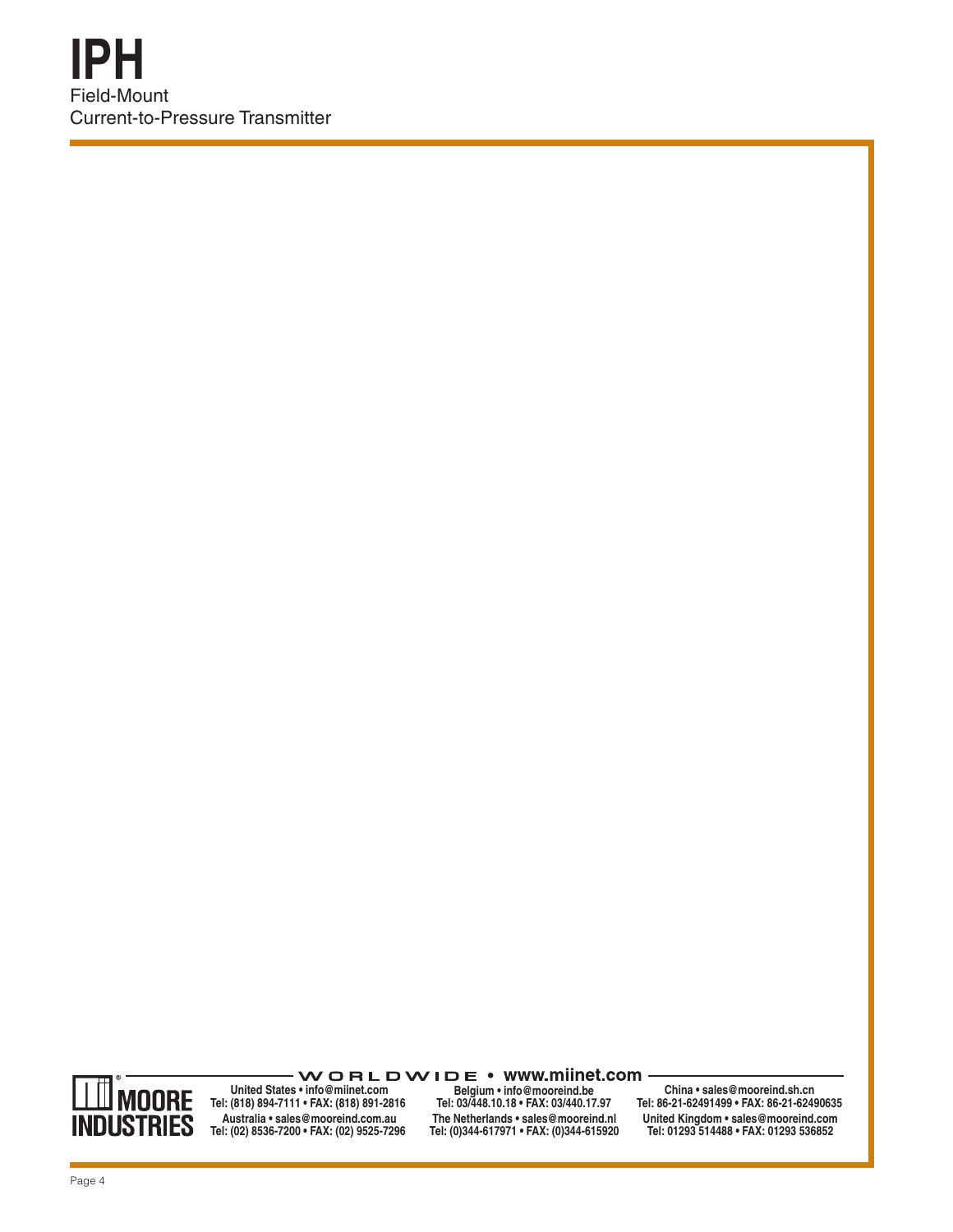# IPH

Field-Mount
Current-to-Pressure Transmitter

MOORE INDUSTRIES

WORLDWIDE • www.miinet.com

United States • info@miinet.com
Tel: (818) 894-7111 • FAX: (818) 891-2816

Australia • sales@mooreind.com.au
Tel: (02) 8536-7200 • FAX: (02) 9525-7296

Belgium • info@mooreind.be
Tel: 03/448.10.18 • FAX: 03/440.17.97

The Netherlands • sales@mooreind.nl
Tel: (0)344-617971 • FAX: (0)344-615920

China • sales@mooreind.sh.cn
Tel: 86-21-62491499 • FAX: 86-21-62490635

United Kingdom • sales@mooreind.com
Tel: 01293 514488 • FAX: 01293 536852